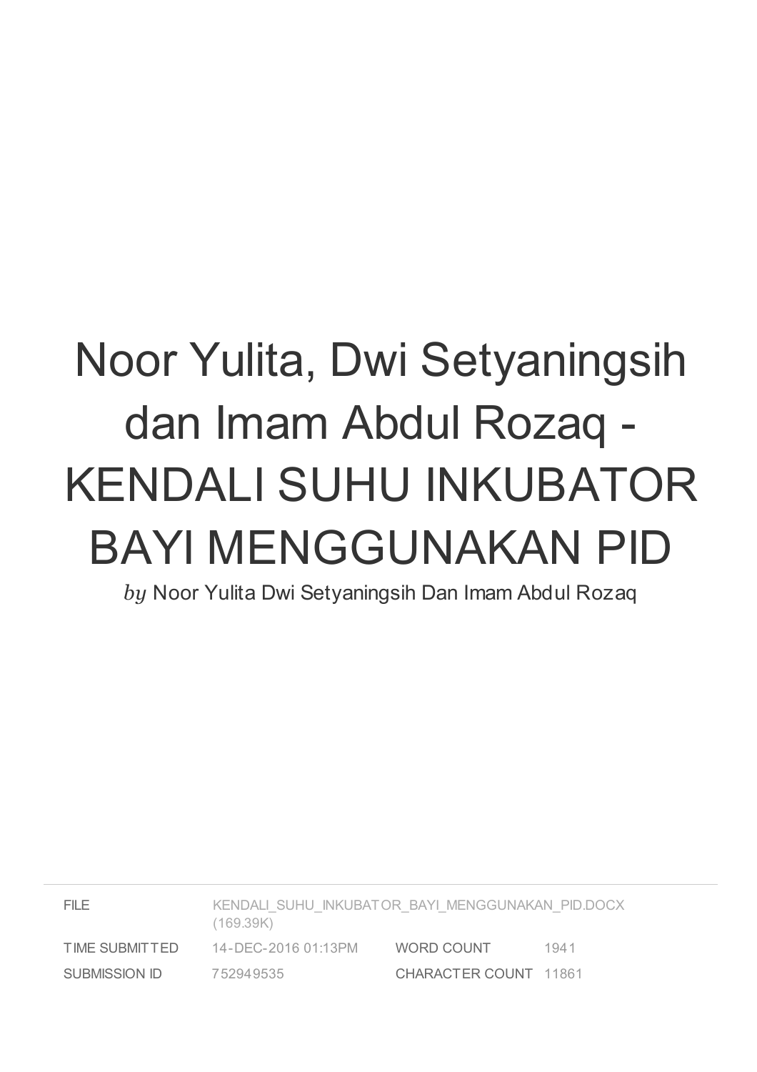# Noor Yulita, Dwi Setyaningsih dan Imam Abdul Rozaq - KENDALI SUHU INKUBATOR BAYI MENGGUNAKAN PID

*by* Noor Yulita Dwi Setyaningsih Dan Imam Abdul Rozaq

| | | | |
|---|---|---|---|
| FILE | KENDALI_SUHU_INKUBATOR_BAYI_MENGGUNAKAN_PID.DOCX (169.39K) | | |
| TIME SUBMITTED | 14-DEC-2016 01:13PM | WORD COUNT | 1941 |
| SUBMISSION ID | 752949535 | CHARACTER COUNT | 11861 |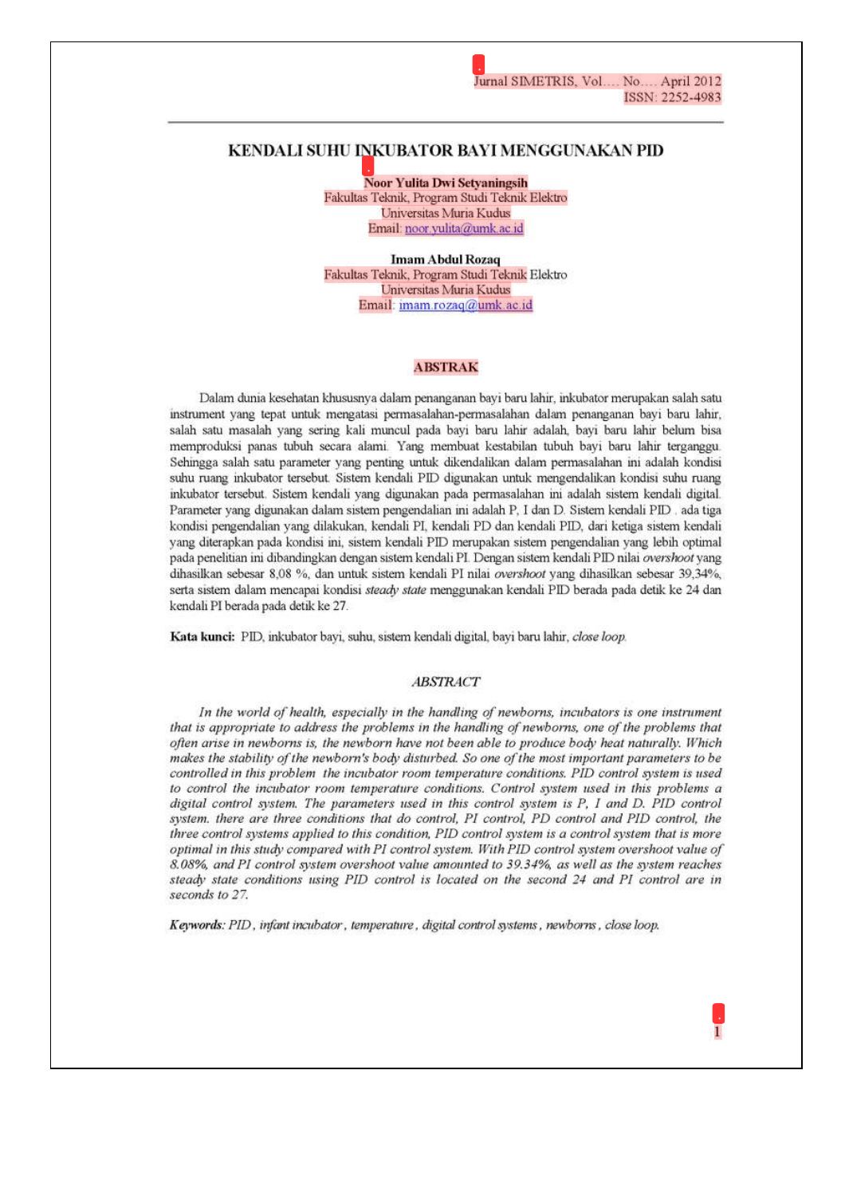# KENDALI SUHU INKUBATOR BAYI MENGGUNAKAN PID

**Noor Yulita Dwi Setyaningsih**
Fakultas Teknik, Program Studi Teknik Elektro
Universitas Muria Kudus
Email: noor.yulita@umk.ac.id

**Imam Abdul Rozaq**
Fakultas Teknik, Program Studi Teknik Elektro
Universitas Muria Kudus
Email: imam.rozaq@umk.ac.id

## ABSTRAK

Dalam dunia kesehatan khususnya dalam penanganan bayi baru lahir, inkubator merupakan salah satu instrument yang tepat untuk mengatasi permasalahan-permasalahan dalam penanganan bayi baru lahir, salah satu masalah yang sering kali muncul pada bayi baru lahir adalah, bayi baru lahir belum bisa memproduksi panas tubuh secara alami. Yang membuat kestabilan tubuh bayi baru lahir terganggu. Sehingga salah satu parameter yang penting untuk dikendalikan dalam permasalahan ini adalah kondisi suhu ruang inkubator tersebut. Sistem kendali PID digunakan untuk mengendalikan kondisi suhu ruang inkubator tersebut. Sistem kendali yang digunakan pada permasalahan ini adalah sistem kendali digital. Parameter yang digunakan dalam sistem pengendalian ini adalah P, I dan D. Sistem kendali PID . ada tiga kondisi pengendalian yang dilakukan, kendali PI, kendali PD dan kendali PID, dari ketiga sistem kendali yang diterapkan pada kondisi ini, sistem kendali PID merupakan sistem pengendalian yang lebih optimal pada penelitian ini dibandingkan dengan sistem kendali PI. Dengan sistem kendali PID nilai *overshoot* yang dihasilkan sebesar 8,08 %, dan untuk sistem kendali PI nilai *overshoot* yang dihasilkan sebesar 39,34%, serta sistem dalam mencapai kondisi *steady state* menggunakan kendali PID berada pada detik ke 24 dan kendali PI berada pada detik ke 27.

**Kata kunci:** PID, inkubator bayi, suhu, sistem kendali digital, bayi baru lahir, *close loop.*

## *ABSTRACT*

*In the world of health, especially in the handling of newborns, incubators is one instrument that is appropriate to address the problems in the handling of newborns, one of the problems that often arise in newborns is, the newborn have not been able to produce body heat naturally. Which makes the stability of the newborn's body disturbed. So one of the most important parameters to be controlled in this problem the incubator room temperature conditions. PID control system is used to control the incubator room temperature conditions. Control system used in this problems a digital control system. The parameters used in this control system is P, I and D. PID control system. there are three conditions that do control, PI control, PD control and PID control, the three control systems applied to this condition, PID control system is a control system that is more optimal in this study compared with PI control system. With PID control system overshoot value of 8.08%, and PI control system overshoot value amounted to 39.34%, as well as the system reaches steady state conditions using PID control is located on the second 24 and PI control are in seconds to 27.*

***Keywords:*** *PID , infant incubator , temperature , digital control systems , newborns , close loop.*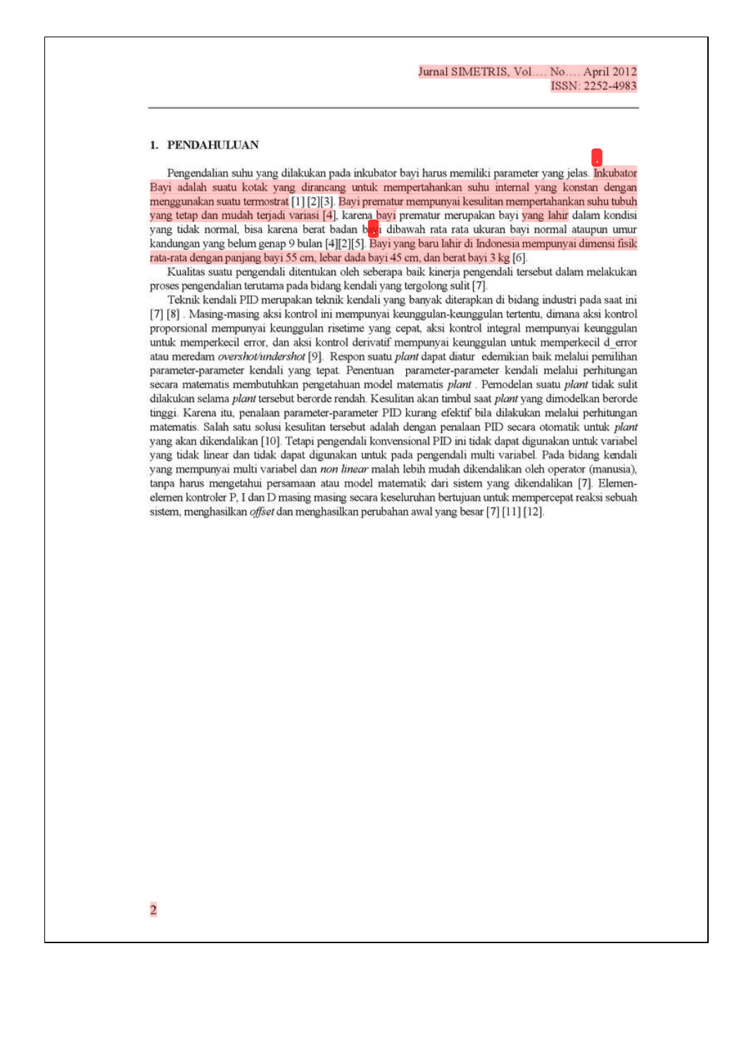## 1. PENDAHULUAN

Pengendalian suhu yang dilakukan pada inkubator bayi harus memiliki parameter yang jelas. Inkubator Bayi adalah suatu kotak yang dirancang untuk mempertahankan suhu internal yang konstan dengan menggunakan suatu termostrat [1] [2][3]. Bayi prematur mempunyai kesulitan mempertahankan suhu tubuh yang tetap dan mudah terjadi variasi [4], karena bayi prematur merupakan bayi yang lahir dalam kondisi yang tidak normal, bisa karena berat badan bayi dibawah rata rata ukuran bayi normal ataupun umur kandungan yang belum genap 9 bulan [4][2][5]. Bayi yang baru lahir di Indonesia mempunyai dimensi fisik rata-rata dengan panjang bayi 55 cm, lebar dada bayi 45 cm, dan berat bayi 3 kg [6].

Kualitas suatu pengendali ditentukan oleh seberapa baik kinerja pengendali tersebut dalam melakukan proses pengendalian terutama pada bidang kendali yang tergolong sulit [7].

Teknik kendali PID merupakan teknik kendali yang banyak diterapkan di bidang industri pada saat ini [7] [8] . Masing-masing aksi kontrol ini mempunyai keunggulan-keunggulan tertentu, dimana aksi kontrol proporsional mempunyai keunggulan risetime yang cepat, aksi kontrol integral mempunyai keunggulan untuk memperkecil error, dan aksi kontrol derivatif mempunyai keunggulan untuk memperkecil d_error atau meredam *overshot/undershot* [9]. Respon suatu *plant* dapat diatur edemikian baik melalui pemilihan parameter-parameter kendali yang tepat. Penentuan parameter-parameter kendali melalui perhitungan secara matematis membutuhkan pengetahuan model matematis *plant* . Pemodelan suatu *plant* tidak sulit dilakukan selama *plant* tersebut berorde rendah. Kesulitan akan timbul saat *plant* yang dimodelkan berorde tinggi. Karena itu, penalaan parameter-parameter PID kurang efektif bila dilakukan melalui perhitungan matematis. Salah satu solusi kesulitan tersebut adalah dengan penalaan PID secara otomatik untuk *plant* yang akan dikendalikan [10]. Tetapi pengendali konvensional PID ini tidak dapat digunakan untuk variabel yang tidak linear dan tidak dapat digunakan untuk pada pengendali multi variabel. Pada bidang kendali yang mempunyai multi variabel dan *non linear* malah lebih mudah dikendalikan oleh operator (manusia), tanpa harus mengetahui persamaan atau model matematik dari sistem yang dikendalikan [7]. Elemen-elemen kontroler P, I dan D masing masing secara keseluruhan bertujuan untuk mempercepat reaksi sebuah sistem, menghasilkan *offset* dan menghasilkan perubahan awal yang besar [7] [11] [12].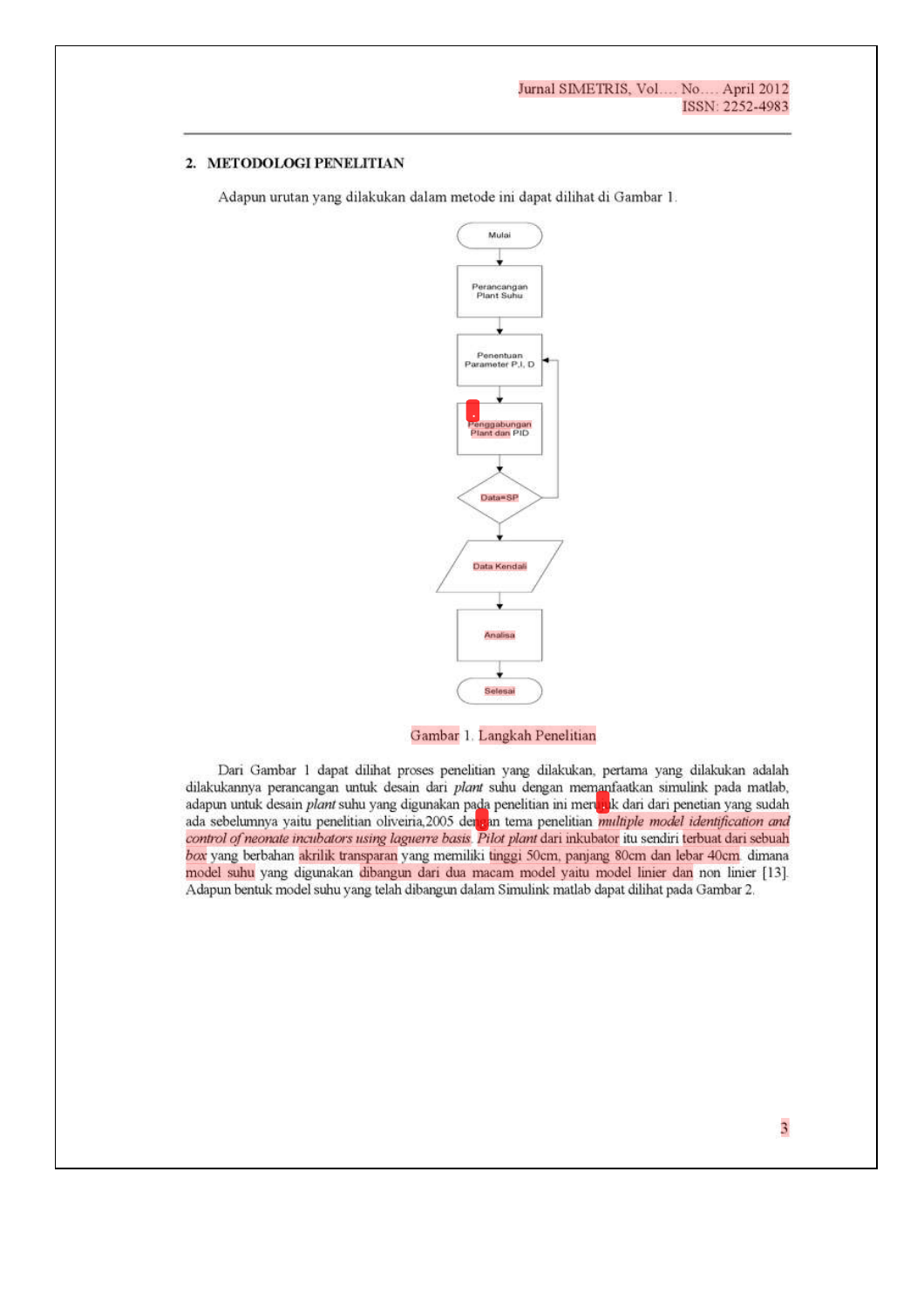## 2. METODOLOGI PENELITIAN

Adapun urutan yang dilakukan dalam metode ini dapat dilihat di Gambar 1.

Mulai

Perancangan Plant Suhu

Penentuan Parameter P,I, D

Penggabungan Plant dan PID

Data=SP

Data Kendali

Analisa

Selesai

Gambar 1. Langkah Penelitian

Dari Gambar 1 dapat dilihat proses penelitian yang dilakukan, pertama yang dilakukan adalah dilakukannya perancangan untuk desain dari *plant* suhu dengan memanfaatkan simulink pada matlab, adapun untuk desain *plant* suhu yang digunakan pada penelitian ini merujuk dari dari penetian yang sudah ada sebelumnya yaitu penelitian oliveiria,2005 dengan tema penelitian *multiple model identification and control of neonate incubators using laguerre basis*. *Pilot plant* dari inkubator itu sendiri terbuat dari sebuah *box* yang berbahan akrilik transparan yang memiliki tinggi 50cm, panjang 80cm dan lebar 40cm. dimana model suhu yang digunakan dibangun dari dua macam model yaitu model linier dan non linier [13]. Adapun bentuk model suhu yang telah dibangun dalam Simulink matlab dapat dilihat pada Gambar 2.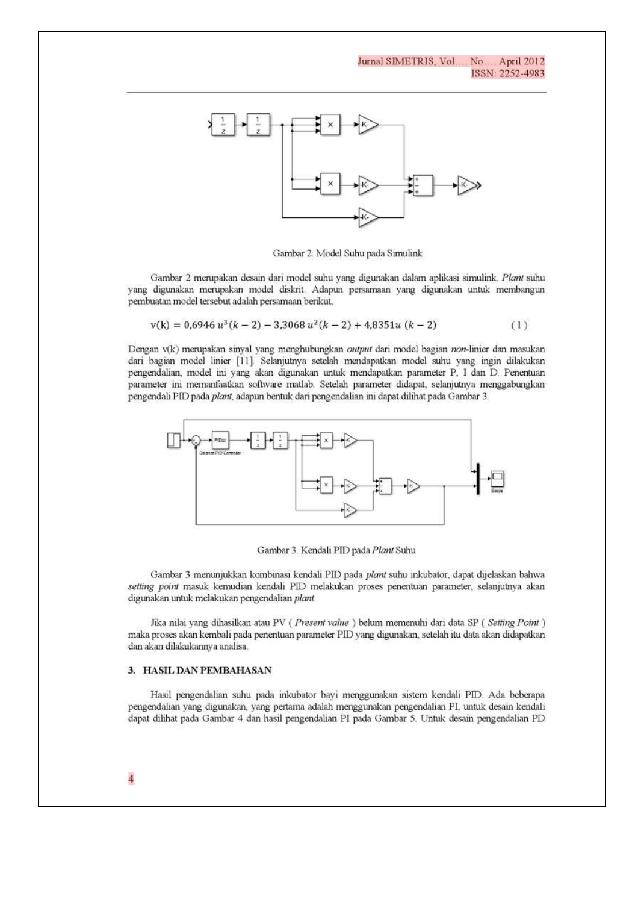Gambar 2. Model Suhu pada Simulink

Gambar 2 merupakan desain dari model suhu yang digunakan dalam aplikasi simulink. *Plant* suhu yang digunakan merupakan model diskrit. Adapun persamaan yang digunakan untuk membangun pembuatan model tersebut adalah persamaan berikut,

$$v(k) = 0{,}6946\,u^3(k-2) - 3{,}3068\,u^2(k-2) + 4{,}8351u\,(k-2) \quad (1)$$

Dengan v(k) merupakan sinyal yang menghubungkan *output* dari model bagian *non*-linier dan masukan dari bagian model linier [11]. Selanjutnya setelah mendapatkan model suhu yang ingin dilakukan pengendalian, model ini yang akan digunakan untuk mendapatkan parameter P, I dan D. Penentuan parameter ini memanfaatkan software matlab. Setelah parameter didapat, selanjutnya menggabungkan pengendali PID pada *plant*, adapun bentuk dari pengendalian ini dapat dilihat pada Gambar 3.

Gambar 3. Kendali PID pada *Plant* Suhu

Gambar 3 menunjukkan kombinasi kendali PID pada *plant* suhu inkubator, dapat dijelaskan bahwa *setting point* masuk kemudian kendali PID melakukan proses penentuan parameter, selanjutnya akan digunakan untuk melakukan pengendalian *plant*.

Jika nilai yang dihasilkan atau PV ( *Present value* ) belum memenuhi dari data SP ( *Setting Point* ) maka proses akan kembali pada penentuan parameter PID yang digunakan, setelah itu data akan didapatkan dan akan dilakukannya analisa.

## 3. HASIL DAN PEMBAHASAN

Hasil pengendalian suhu pada inkubator bayi menggunakan sistem kendali PID. Ada beberapa pengendalian yang digunakan, yang pertama adalah menggunakan pengendalian PI, untuk desain kendali dapat dilihat pada Gambar 4 dan hasil pengendalian PI pada Gambar 5. Untuk desain pengendalian PD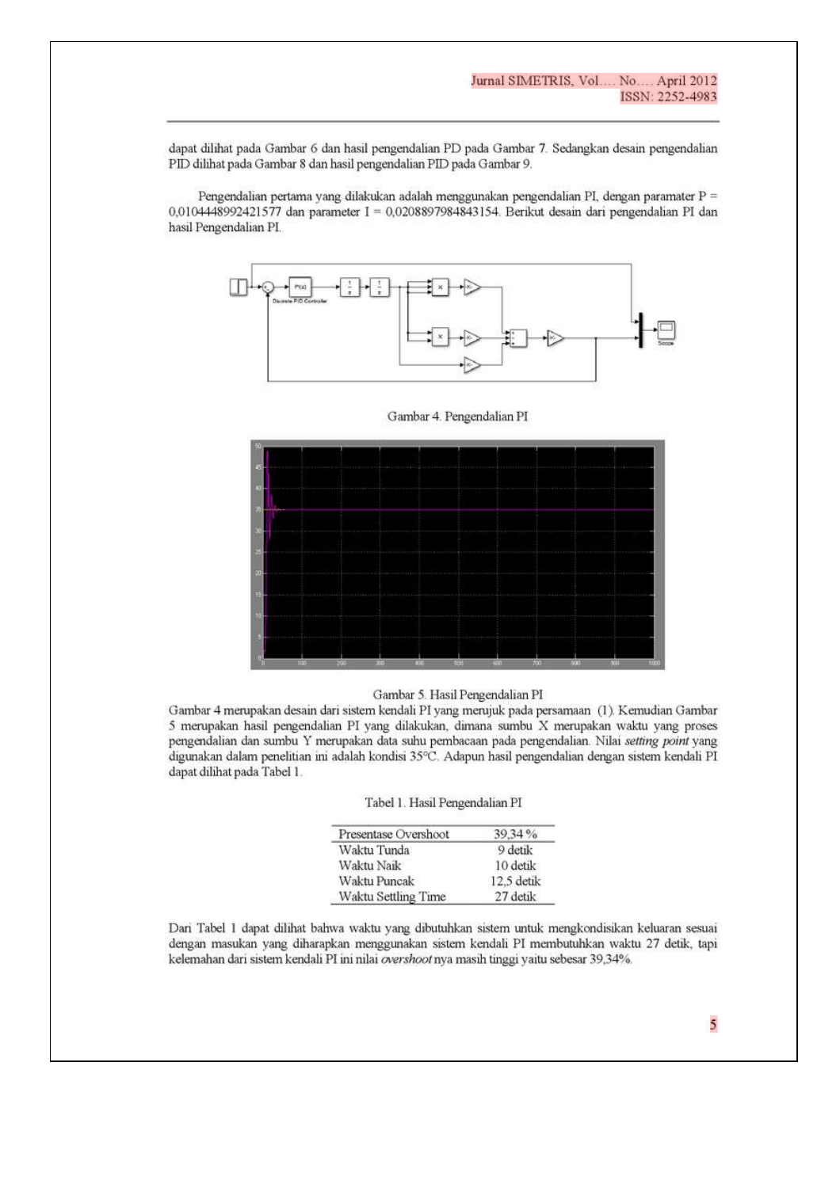dapat dilihat pada Gambar 6 dan hasil pengendalian PD pada Gambar 7. Sedangkan desain pengendalian PID dilihat pada Gambar 8 dan hasil pengendalian PID pada Gambar 9.

Pengendalian pertama yang dilakukan adalah menggunakan pengendalian PI, dengan paramater P = 0,0104448992421577 dan parameter I = 0,0208897984843154. Berikut desain dari pengendalian PI dan hasil Pengendalian PI.

Gambar 4. Pengendalian PI

Gambar 5. Hasil Pengendalian PI

Gambar 4 merupakan desain dari sistem kendali PI yang merujuk pada persamaan (1). Kemudian Gambar 5 merupakan hasil pengendalian PI yang dilakukan, dimana sumbu X merupakan waktu yang proses pengendalian dan sumbu Y merupakan data suhu pembacaan pada pengendalian. Nilai *setting point* yang digunakan dalam penelitian ini adalah kondisi 35°C. Adapun hasil pengendalian dengan sistem kendali PI dapat dilihat pada Tabel 1.

Tabel 1. Hasil Pengendalian PI

| Presentase Overshoot | 39,34 % |
|---|---|
| Waktu Tunda | 9 detik |
| Waktu Naik | 10 detik |
| Waktu Puncak | 12,5 detik |
| Waktu Settling Time | 27 detik |

Dari Tabel 1 dapat dilihat bahwa waktu yang dibutuhkan sistem untuk mengkondisikan keluaran sesuai dengan masukan yang diharapkan menggunakan sistem kendali PI membutuhkan waktu 27 detik, tapi kelemahan dari sistem kendali PI ini nilai *overshoot* nya masih tinggi yaitu sebesar 39,34%.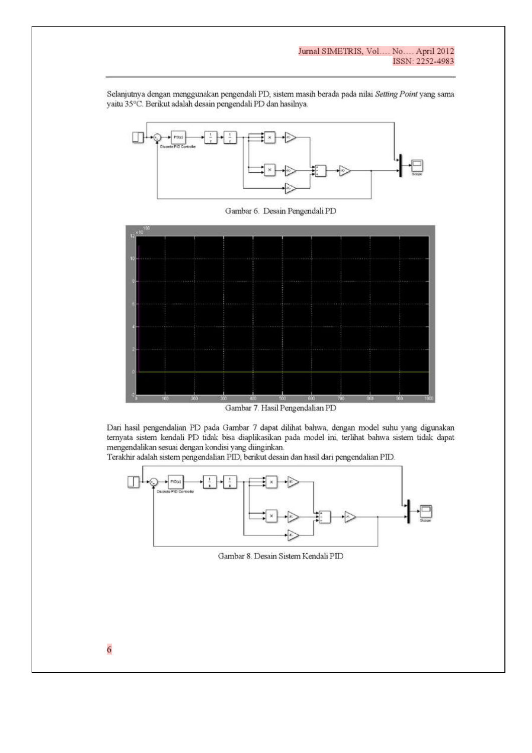Selanjutnya dengan menggunakan pengendali PD, sistem masih berada pada nilai *Setting Point* yang sama yaitu 35°C. Berikut adalah desain pengendali PD dan hasilnya.

Gambar 6. Desain Pengendali PD

Gambar 7. Hasil Pengendalian PD

Dari hasil pengendalian PD pada Gambar 7 dapat dilihat bahwa, dengan model suhu yang digunakan ternyata sistem kendali PD tidak bisa diaplikasikan pada model ini, terlihat bahwa sistem tidak dapat mengendalikan sesuai dengan kondisi yang diinginkan.
Terakhir adalah sistem pengendalian PID, berikut desain dan hasil dari pengendalian PID.

Gambar 8. Desain Sistem Kendali PID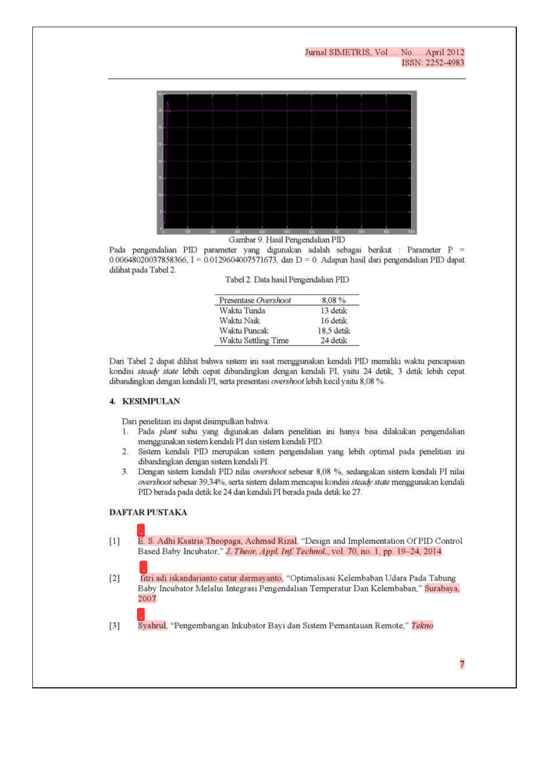Gambar 9. Hasil Pengendalian PID

Pada pengendalian PID parameter yang digunakan adalah sebagai berikut : Parameter P = 0.00648020037858366, I = 0.0129604007571673, dan D = 0. Adapun hasil dari pengendalian PID dapat dilihat pada Tabel 2.

Tabel 2. Data hasil Pengendalian PID

| Presentase *Overshoot* | 8,08 % |
|---|---|
| Waktu Tunda | 13 detik |
| Waktu Naik | 16 detik |
| Waktu Puncak | 18,5 detik |
| Waktu Settling Time | 24 detik |

Dari Tabel 2 dapat dilihat bahwa sistem ini saat menggunakan kendali PID memiliki waktu pencapaian kondisi *steady state* lebih cepat dibandingkan dengan kendali PI, yaitu 24 detik, 3 detik lebih cepat dibandingkan dengan kendali PI, serta presentasi *overshoot* lebih kecil yaitu 8,08 %.

## 4. KESIMPULAN

Dari penelitian ini dapat disimpulkan bahwa:

1. Pada *plant* suhu yang digunakan dalam penelitian ini hanya bisa dilakukan pengendalian menggunakan sistem kendali PI dan sistem kendali PID.
2. Sistem kendali PID merupakan sistem pengendalian yang lebih optimal pada penelitian ini dibandingkan dengan sistem kendali PI.
3. Dengan sistem kendali PID nilai *overshoot* sebesar 8,08 %, sedangakan sistem kendali PI nilai *overshoot* sebesar 39,34%, serta sistem dalam mencapai kondisi *steady state* menggunakan kendali PID berada pada detik ke 24 dan kendali PI berada pada detik ke 27.

## DAFTAR PUSTAKA

[1] E. S. Adhi Ksatria Theopaga, Achmad Rizal, "Design and Implementation Of PID Control Based Baby Incubator," *J. Theor. Appl. Inf. Technol.*, vol. 70, no. 1, pp. 19–24, 2014.

[2] fitri adi iskandarianto catur darmayanto, "Optimalisasi Kelembaban Udara Pada Tabung Baby Incubator Melalui Integrasi Pengendalian Temperatur Dan Kelembaban," Surabaya, 2007.

[3] Syahrul, "Pengembangan Inkubator Bayi dan Sistem Pemantauan Remote," *Tekno*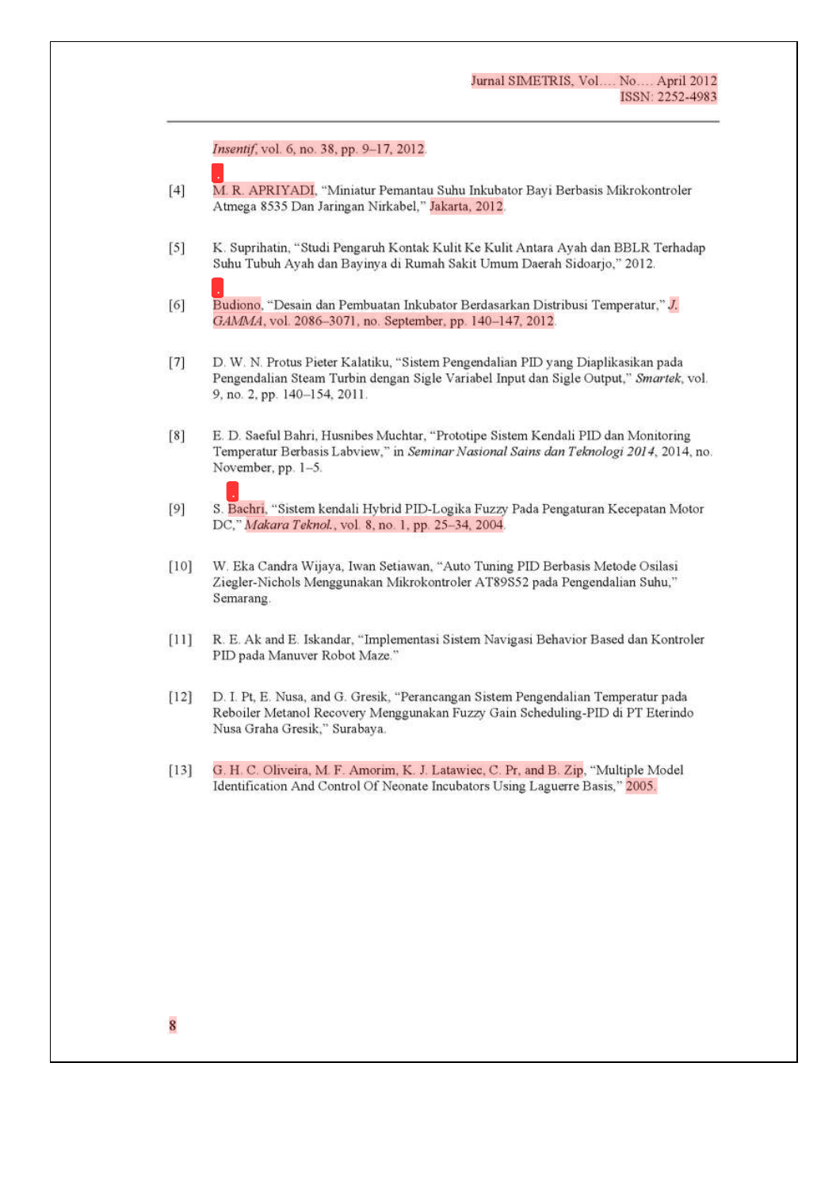*Insentif*, vol. 6, no. 38, pp. 9–17, 2012.

[4] M. R. APRIYADI, "Miniatur Pemantau Suhu Inkubator Bayi Berbasis Mikrokontroler Atmega 8535 Dan Jaringan Nirkabel," Jakarta, 2012.

[5] K. Suprihatin, "Studi Pengaruh Kontak Kulit Ke Kulit Antara Ayah dan BBLR Terhadap Suhu Tubuh Ayah dan Bayinya di Rumah Sakit Umum Daerah Sidoarjo," 2012.

[6] Budiono, "Desain dan Pembuatan Inkubator Berdasarkan Distribusi Temperatur," *J. GAMMA*, vol. 2086–3071, no. September, pp. 140–147, 2012.

[7] D. W. N. Protus Pieter Kalatiku, "Sistem Pengendalian PID yang Diaplikasikan pada Pengendalian Steam Turbin dengan Sigle Variabel Input dan Sigle Output," *Smartek*, vol. 9, no. 2, pp. 140–154, 2011.

[8] E. D. Saeful Bahri, Husnibes Muchtar, "Prototipe Sistem Kendali PID dan Monitoring Temperatur Berbasis Labview," in *Seminar Nasional Sains dan Teknologi 2014*, 2014, no. November, pp. 1–5.

[9] S. Bachri, "Sistem kendali Hybrid PID-Logika Fuzzy Pada Pengaturan Kecepatan Motor DC," *Makara Teknol.*, vol. 8, no. 1, pp. 25–34, 2004.

[10] W. Eka Candra Wijaya, Iwan Setiawan, "Auto Tuning PID Berbasis Metode Osilasi Ziegler-Nichols Menggunakan Mikrokontroler AT89S52 pada Pengendalian Suhu," Semarang.

[11] R. E. Ak and E. Iskandar, "Implementasi Sistem Navigasi Behavior Based dan Kontroler PID pada Manuver Robot Maze."

[12] D. I. Pt, E. Nusa, and G. Gresik, "Perancangan Sistem Pengendalian Temperatur pada Reboiler Metanol Recovery Menggunakan Fuzzy Gain Scheduling-PID di PT Eterindo Nusa Graha Gresik," Surabaya.

[13] G. H. C. Oliveira, M. F. Amorim, K. J. Latawiec, C. Pr, and B. Zip, "Multiple Model Identification And Control Of Neonate Incubators Using Laguerre Basis," 2005.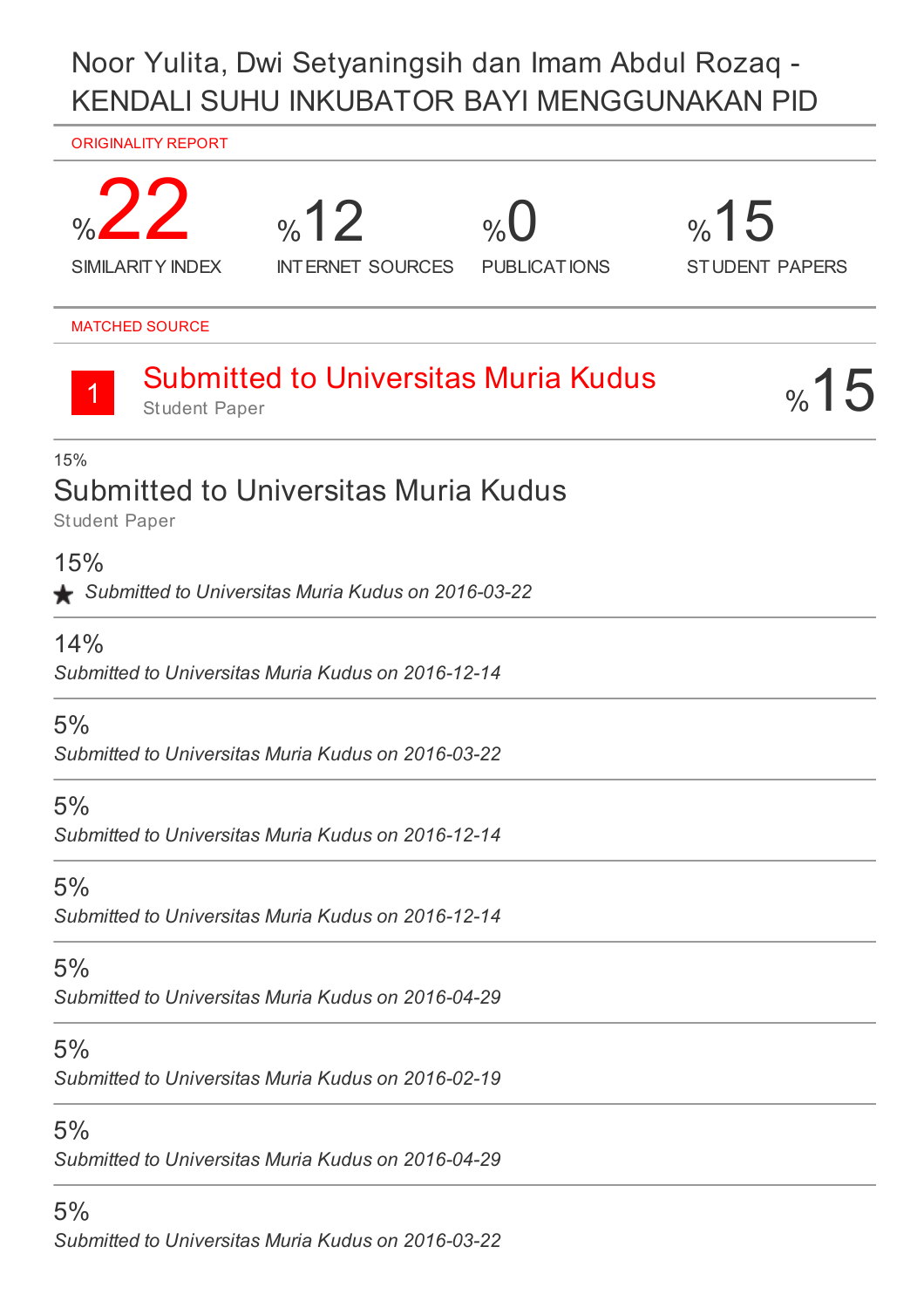# Noor Yulita, Dwi Setyaningsih dan Imam Abdul Rozaq - KENDALI SUHU INKUBATOR BAYI MENGGUNAKAN PID

ORIGINALITY REPORT

| %22 | %12 | %0 | %15 |
|---|---|---|---|
| SIMILARITY INDEX | INTERNET SOURCES | PUBLICATIONS | STUDENT PAPERS |

MATCHED SOURCE

| 1 | Submitted to Universitas Muria Kudus<br>Student Paper | %15 |
|---|---|---|

15%

## Submitted to Universitas Muria Kudus

Student Paper

15%

★ *Submitted to Universitas Muria Kudus on 2016-03-22*

14%

*Submitted to Universitas Muria Kudus on 2016-12-14*

5%

*Submitted to Universitas Muria Kudus on 2016-03-22*

5%

*Submitted to Universitas Muria Kudus on 2016-12-14*

5%

*Submitted to Universitas Muria Kudus on 2016-12-14*

5%

*Submitted to Universitas Muria Kudus on 2016-04-29*

5%

*Submitted to Universitas Muria Kudus on 2016-02-19*

5%

*Submitted to Universitas Muria Kudus on 2016-04-29*

5%

*Submitted to Universitas Muria Kudus on 2016-03-22*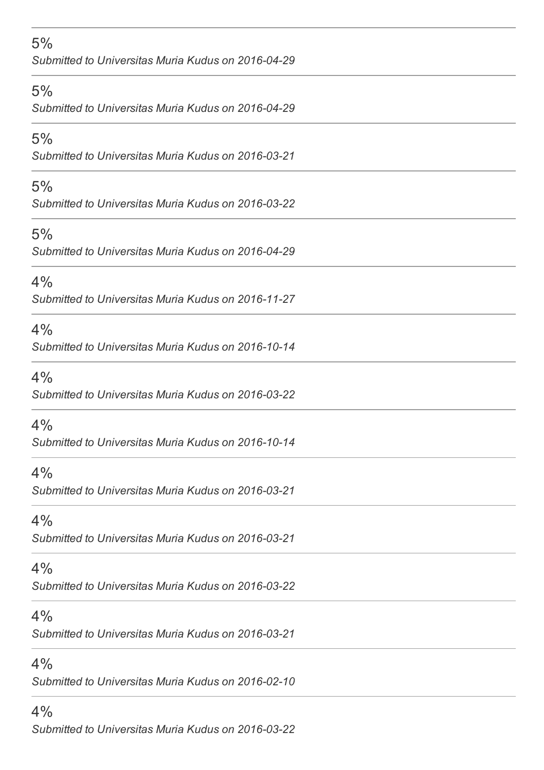---

5%

*Submitted to Universitas Muria Kudus on 2016-04-29*

---

5%

*Submitted to Universitas Muria Kudus on 2016-04-29*

---

5%

*Submitted to Universitas Muria Kudus on 2016-03-21*

---

5%

*Submitted to Universitas Muria Kudus on 2016-03-22*

---

5%

*Submitted to Universitas Muria Kudus on 2016-04-29*

---

4%

*Submitted to Universitas Muria Kudus on 2016-11-27*

---

4%

*Submitted to Universitas Muria Kudus on 2016-10-14*

---

4%

*Submitted to Universitas Muria Kudus on 2016-03-22*

---

4%

*Submitted to Universitas Muria Kudus on 2016-10-14*

---

4%

*Submitted to Universitas Muria Kudus on 2016-03-21*

---

4%

*Submitted to Universitas Muria Kudus on 2016-03-21*

---

4%

*Submitted to Universitas Muria Kudus on 2016-03-22*

---

4%

*Submitted to Universitas Muria Kudus on 2016-03-21*

---

4%

*Submitted to Universitas Muria Kudus on 2016-02-10*

---

4%

*Submitted to Universitas Muria Kudus on 2016-03-22*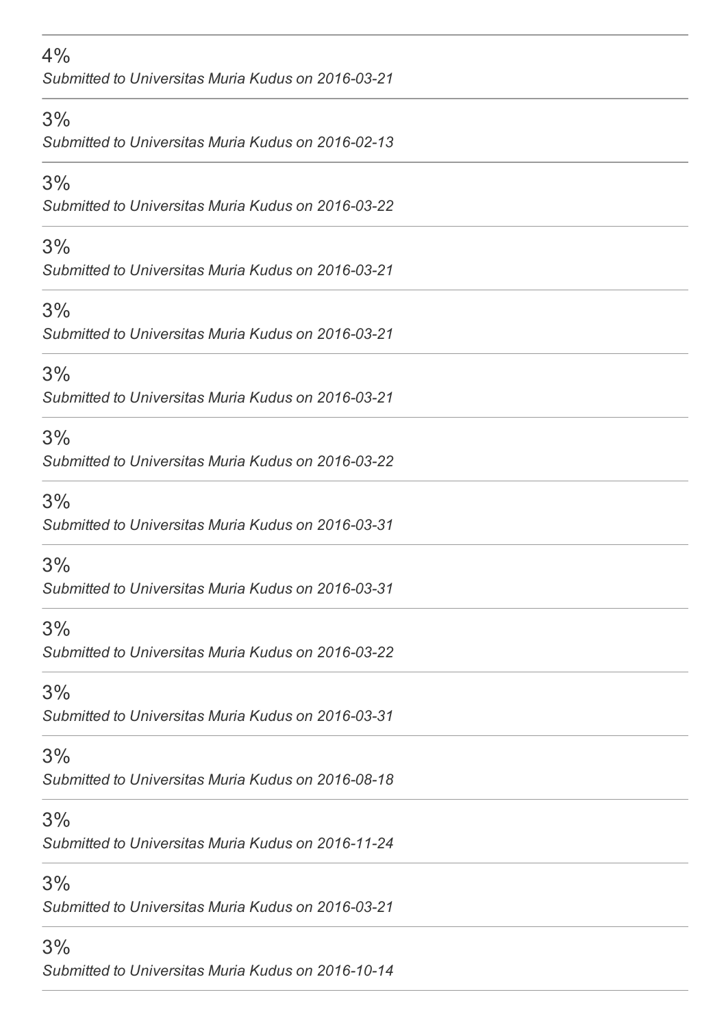4%

*Submitted to Universitas Muria Kudus on 2016-03-21*

---

3%

*Submitted to Universitas Muria Kudus on 2016-02-13*

---

3%

*Submitted to Universitas Muria Kudus on 2016-03-22*

---

3%

*Submitted to Universitas Muria Kudus on 2016-03-21*

---

3%

*Submitted to Universitas Muria Kudus on 2016-03-21*

---

3%

*Submitted to Universitas Muria Kudus on 2016-03-21*

---

3%

*Submitted to Universitas Muria Kudus on 2016-03-22*

---

3%

*Submitted to Universitas Muria Kudus on 2016-03-31*

---

3%

*Submitted to Universitas Muria Kudus on 2016-03-31*

---

3%

*Submitted to Universitas Muria Kudus on 2016-03-22*

---

3%

*Submitted to Universitas Muria Kudus on 2016-03-31*

---

3%

*Submitted to Universitas Muria Kudus on 2016-08-18*

---

3%

*Submitted to Universitas Muria Kudus on 2016-11-24*

---

3%

*Submitted to Universitas Muria Kudus on 2016-03-21*

---

3%

*Submitted to Universitas Muria Kudus on 2016-10-14*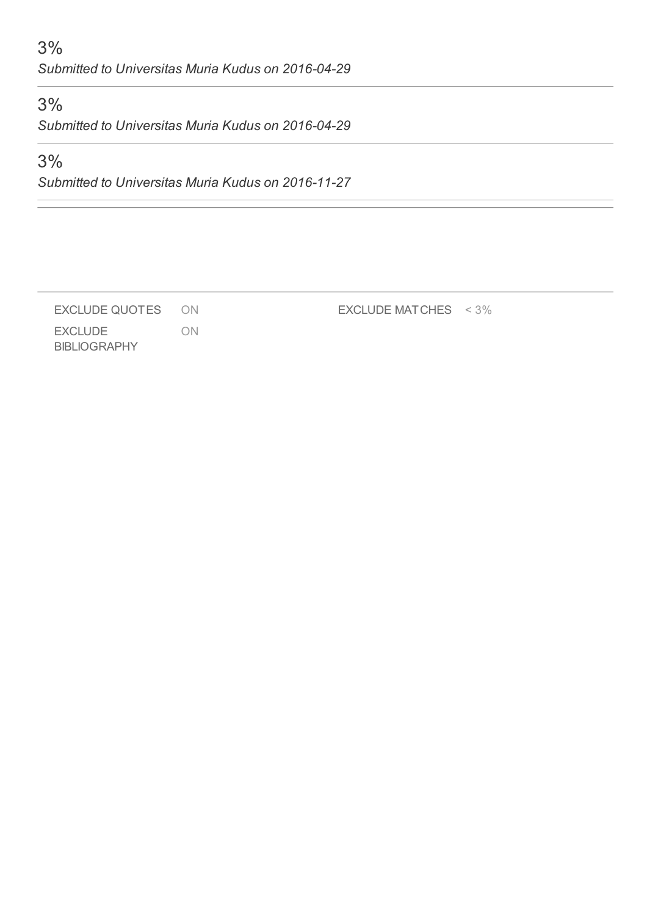3%

*Submitted to Universitas Muria Kudus on 2016-04-29*

---

3%

*Submitted to Universitas Muria Kudus on 2016-04-29*

---

3%

*Submitted to Universitas Muria Kudus on 2016-11-27*

---

| | | | |
|---|---|---|---|
| EXCLUDE QUOTES | ON | EXCLUDE MATCHES | < 3% |
| EXCLUDE BIBLIOGRAPHY | ON | | |